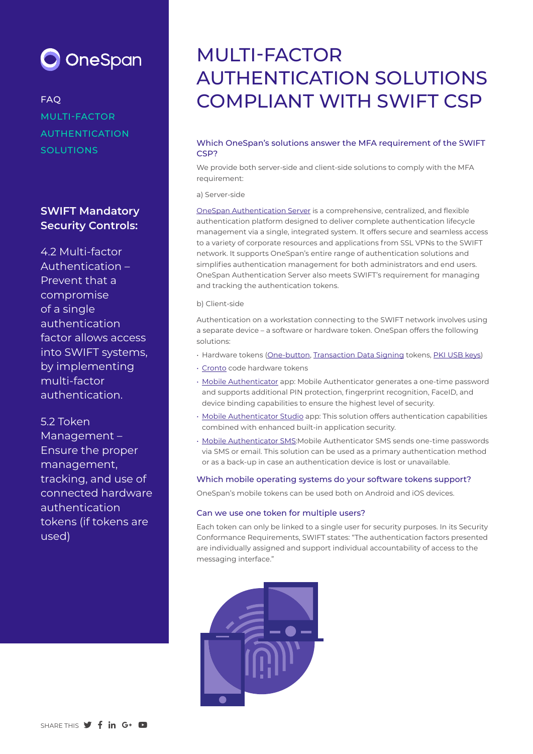FAQ

MULTI-FACTOR AUTHENTICATION SOLUTIONS

**SWIFT Mandatory Security Controls:**

4.2 Multi-factor Authentication – Prevent that a compromise of a single authentication factor allows access into SWIFT systems, by implementing multi-factor authentication.

5.2 Token Management – Ensure the proper management, tracking, and use of connected hardware authentication tokens (if tokens are used)

# MULTI-FACTOR AUTHENTICATION SOLUTIONS COMPLIANT WITH SWIFT CSP

### Which OneSpan's solutions answer the MFA requirement of the SWIFT CSP?

We provide both server-side and client-side solutions to comply with the MFA requirement:

a) Server-side

OneSpan Authentication Server is a comprehensive, centralized, and flexible authentication platform designed to deliver complete authentication lifecycle management via a single, integrated system. It offers secure and seamless access to a variety of corporate resources and applications from SSL VPNs to the SWIFT network. It supports OneSpan's entire range of authentication solutions and simplifies authentication management for both administrators and end users. OneSpan Authentication Server also meets SWIFT's requirement for managing and tracking the authentication tokens.

b) Client-side

Authentication on a workstation connecting to the SWIFT network involves using a separate device – a software or hardware token. OneSpan offers the following solutions:

- Hardware tokens (One-button, Transaction Data Signing tokens, PKI USB keys)
- Cronto code hardware tokens
- Mobile Authenticator app: Mobile Authenticator generates a one-time password and supports additional PIN protection, fingerprint recognition, FaceID, and device binding capabilities to ensure the highest level of security.
- Mobile Authenticator Studio app: This solution offers authentication capabilities combined with enhanced built-in application security.
- Mobile Authenticator SMS:Mobile Authenticator SMS sends one-time passwords via SMS or email. This solution can be used as a primary authentication method or as a back-up in case an authentication device is lost or unavailable.

### Which mobile operating systems do your software tokens support?

OneSpan's mobile tokens can be used both on Android and iOS devices.

### Can we use one token for multiple users?

Each token can only be linked to a single user for security purposes. In its Security Conformance Requirements, SWIFT states: "The authentication factors presented are individually assigned and support individual accountability of access to the messaging interface."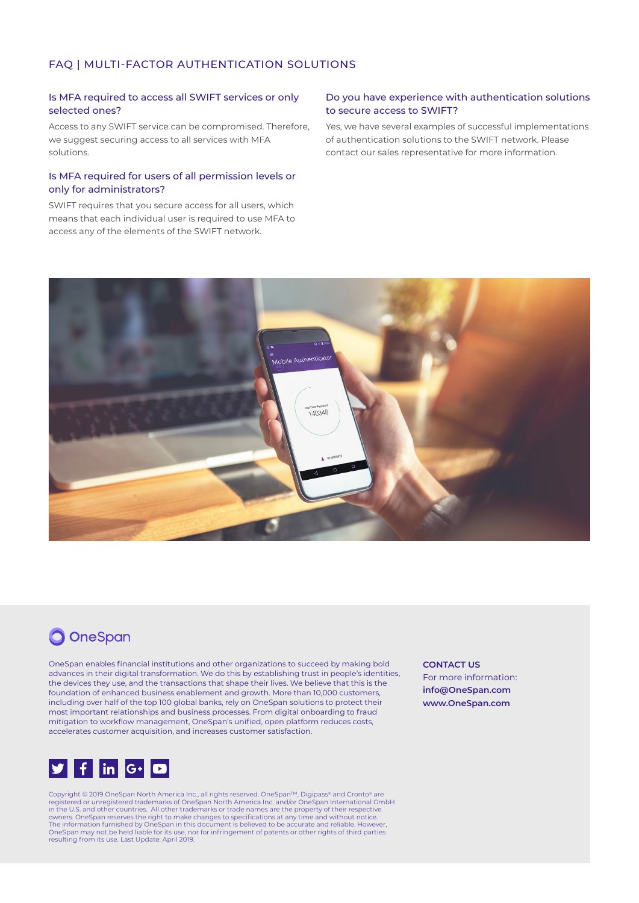## FAQ | MULTI-FACTOR AUTHENTICATION SOLUTIONS

### Is MFA required to access all SWIFT services or only selected ones?

Access to any SWIFT service can be compromised. Therefore, we suggest securing access to all services with MFA solutions.

### Is MFA required for users of all permission levels or only for administrators?

SWIFT requires that you secure access for all users, which means that each individual user is required to use MFA to access any of the elements of the SWIFT network.

### Do you have experience with authentication solutions to secure access to SWIFT?

Yes, we have several examples of successful implementations of authentication solutions to the SWIFT network. Please contact our sales representative for more information.

OneSpan

OneSpan enables financial institutions and other organizations to succeed by making bold advances in their digital transformation. We do this by establishing trust in people's identities, the devices they use, and the transactions that shape their lives. We believe that this is the foundation of enhanced business enablement and growth. More than 10,000 customers, including over half of the top 100 global banks, rely on OneSpan solutions to protect their most important relationships and business processes. From digital onboarding to fraud mitigation to workflow management, OneSpan's unified, open platform reduces costs, accelerates customer acquisition, and increases customer satisfaction.

**CONTACT US**

For more information:

**info@OneSpan.com**

**www.OneSpan.com**

Copyright © 2019 OneSpan North America Inc., all rights reserved. OneSpan™, Digipass® and Cronto® are registered or unregistered trademarks of OneSpan North America Inc. and/or OneSpan International GmbH in the U.S. and other countries. All other trademarks or trade names are the property of their respective owners. OneSpan reserves the right to make changes to specifications at any time and without notice. The information furnished by OneSpan in this document is believed to be accurate and reliable. However, OneSpan may not be held liable for its use, nor for infringement of patents or other rights of third parties resulting from its use. Last Update: April 2019.